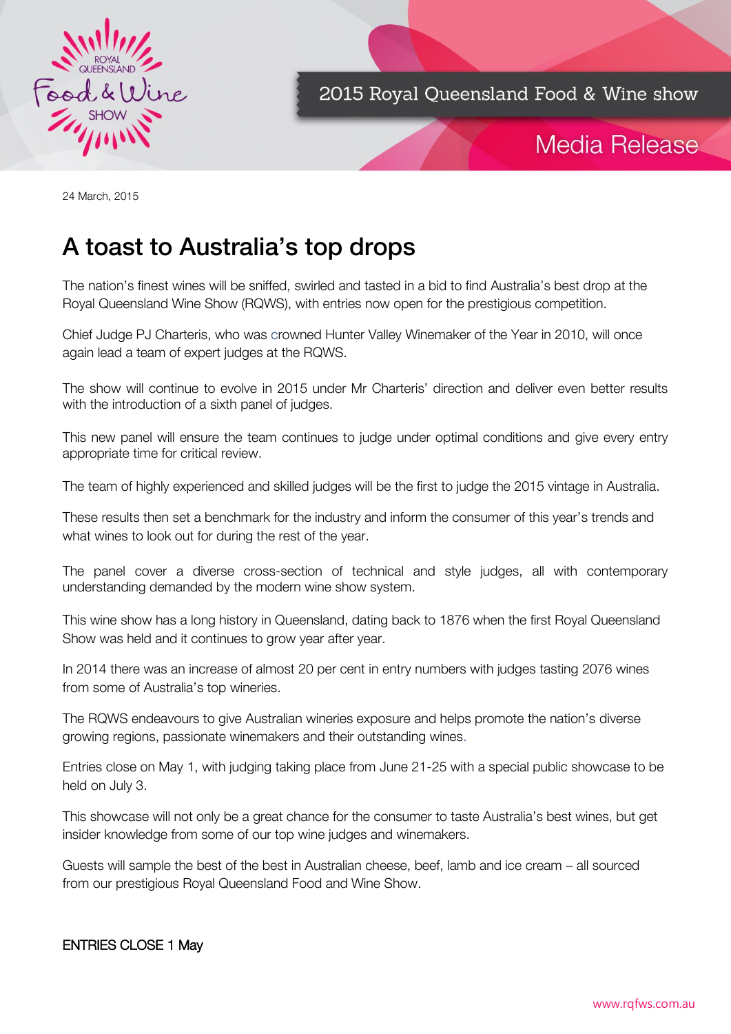2015 Royal Queensland Food & Wine show

Media Release

24 March, 2015

# A toast to Australia's top drops

The nation's finest wines will be sniffed, swirled and tasted in a bid to find Australia's best drop at the Royal Queensland Wine Show (RQWS), with entries now open for the prestigious competition.

Chief Judge PJ Charteris, who was crowned Hunter Valley Winemaker of the Year in 2010, will once again lead a team of expert judges at the RQWS.

The show will continue to evolve in 2015 under Mr Charteris' direction and deliver even better results with the introduction of a sixth panel of judges.

This new panel will ensure the team continues to judge under optimal conditions and give every entry appropriate time for critical review.

The team of highly experienced and skilled judges will be the first to judge the 2015 vintage in Australia.

These results then set a benchmark for the industry and inform the consumer of this year's trends and what wines to look out for during the rest of the year.

The panel cover a diverse cross-section of technical and style judges, all with contemporary understanding demanded by the modern wine show system.

This wine show has a long history in Queensland, dating back to 1876 when the first Royal Queensland Show was held and it continues to grow year after year.

In 2014 there was an increase of almost 20 per cent in entry numbers with judges tasting 2076 wines from some of Australia's top wineries.

The RQWS endeavours to give Australian wineries exposure and helps promote the nation's diverse growing regions, passionate winemakers and their outstanding wines.

Entries close on May 1, with judging taking place from June 21-25 with a special public showcase to be held on July 3.

This showcase will not only be a great chance for the consumer to taste Australia's best wines, but get insider knowledge from some of our top wine judges and winemakers.

Guests will sample the best of the best in Australian cheese, beef, lamb and ice cream – all sourced from our prestigious Royal Queensland Food and Wine Show.

ENTRIES CLOSE 1 May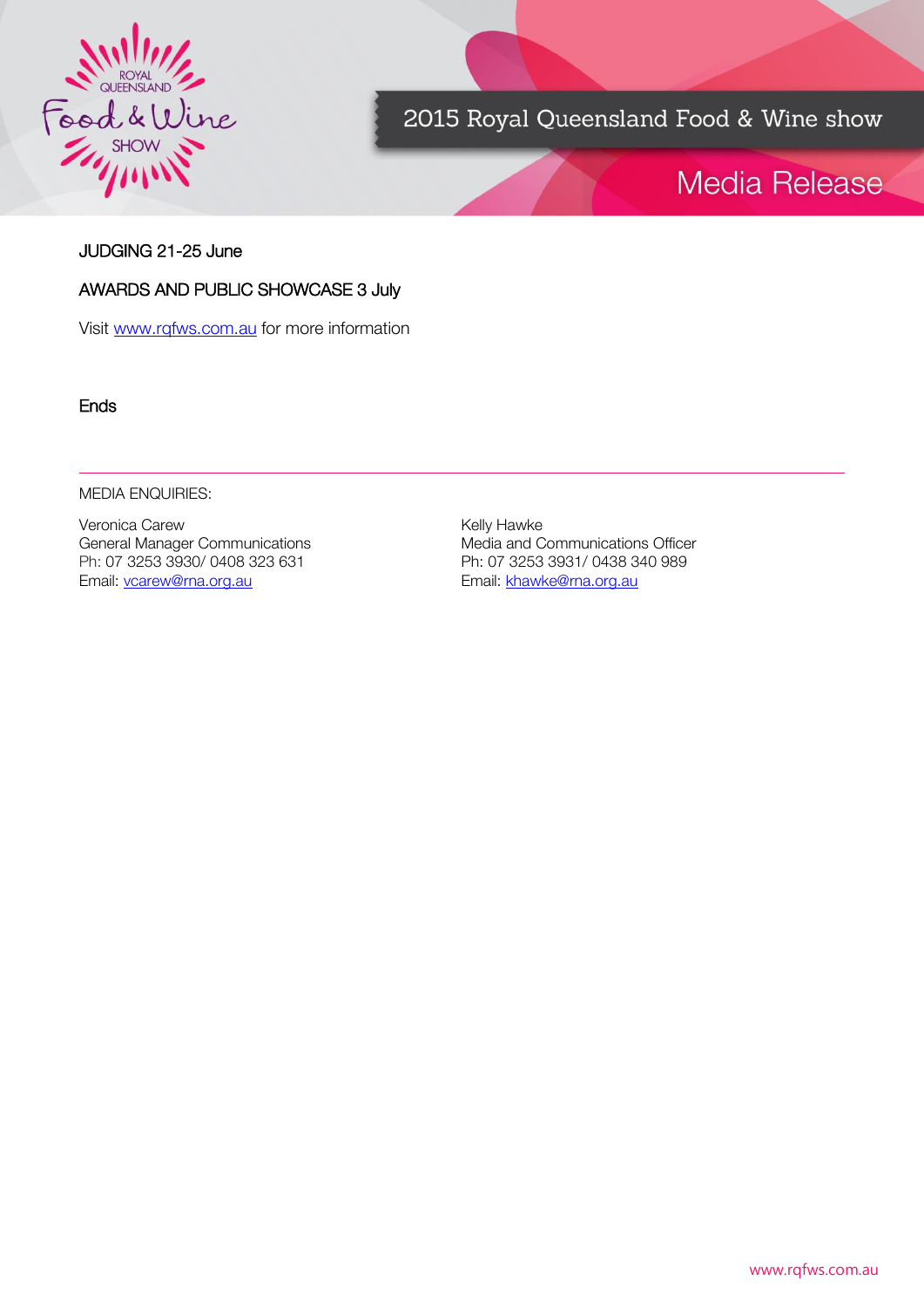JUDGING 21-25 June

AWARDS AND PUBLIC SHOWCASE 3 July

Visit www.rqfws.com.au for more information

Ends

---

MEDIA ENQUIRIES:

Veronica Carew
General Manager Communications
Ph: 07 3253 3930/ 0408 323 631
Email: vcarew@rna.org.au

Kelly Hawke
Media and Communications Officer
Ph: 07 3253 3931/ 0438 340 989
Email: khawke@rna.org.au